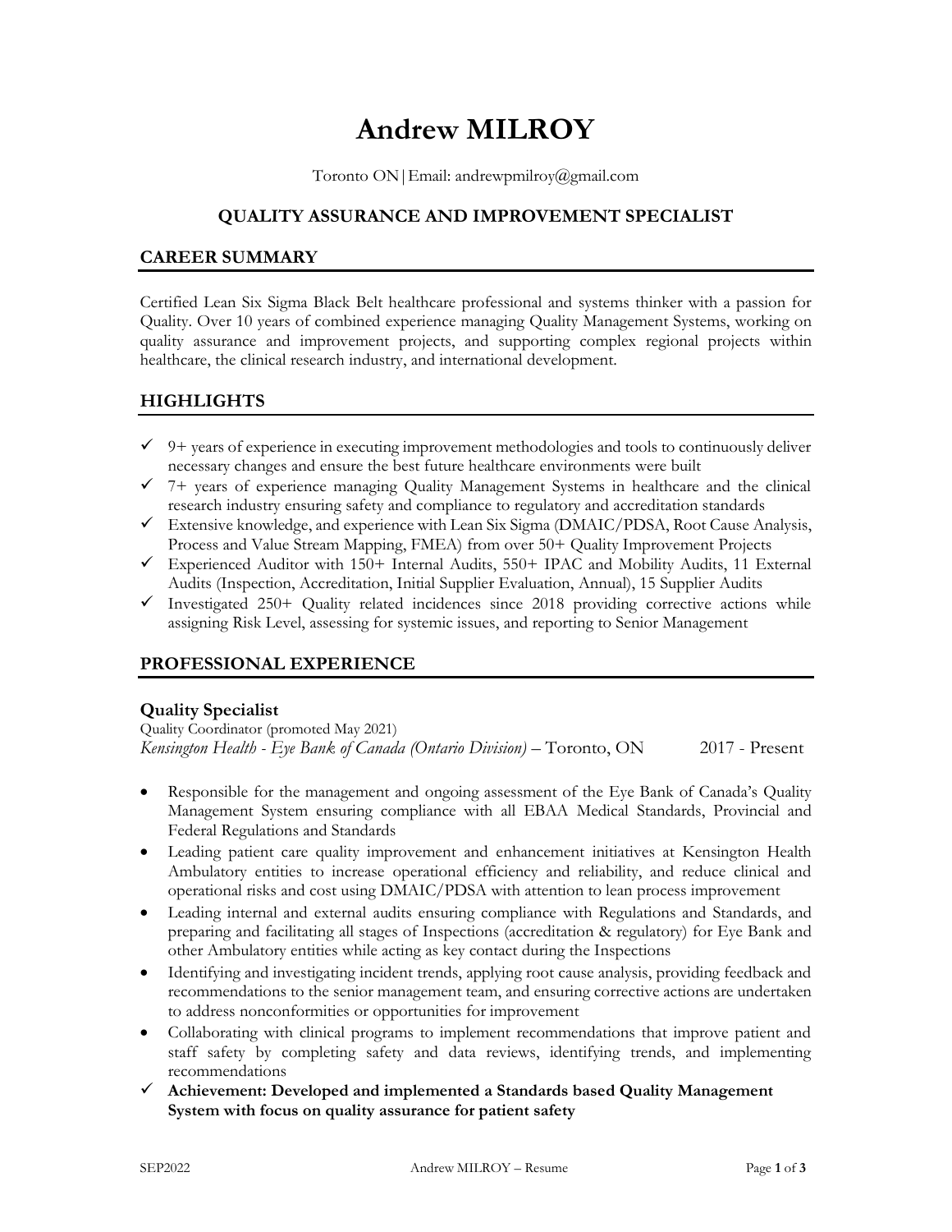# Andrew MILROY

Toronto ON | Email: andrewpmilroy@gmail.com

### QUALITY ASSURANCE AND IMPROVEMENT SPECIALIST

## CAREER SUMMARY

Certified Lean Six Sigma Black Belt healthcare professional and systems thinker with a passion for Quality. Over 10 years of combined experience managing Quality Management Systems, working on quality assurance and improvement projects, and supporting complex regional projects within healthcare, the clinical research industry, and international development.

## HIGHLIGHTS

- ✓ 9+ years of experience in executing improvement methodologies and tools to continuously deliver necessary changes and ensure the best future healthcare environments were built
- ✓ 7+ years of experience managing Quality Management Systems in healthcare and the clinical research industry ensuring safety and compliance to regulatory and accreditation standards
- ✓ Extensive knowledge, and experience with Lean Six Sigma (DMAIC/PDSA, Root Cause Analysis, Process and Value Stream Mapping, FMEA) from over 50+ Quality Improvement Projects
- ✓ Experienced Auditor with 150+ Internal Audits, 550+ IPAC and Mobility Audits, 11 External Audits (Inspection, Accreditation, Initial Supplier Evaluation, Annual), 15 Supplier Audits
- ✓ Investigated 250+ Quality related incidences since 2018 providing corrective actions while assigning Risk Level, assessing for systemic issues, and reporting to Senior Management

## PROFESSIONAL EXPERIENCE

### Quality Specialist

Quality Coordinator (promoted May 2021)

*Kensington Health - Eye Bank of Canada (Ontario Division)* – Toronto, ON 2017 - Present

- Responsible for the management and ongoing assessment of the Eye Bank of Canada's Quality Management System ensuring compliance with all EBAA Medical Standards, Provincial and Federal Regulations and Standards
- Leading patient care quality improvement and enhancement initiatives at Kensington Health Ambulatory entities to increase operational efficiency and reliability, and reduce clinical and operational risks and cost using DMAIC/PDSA with attention to lean process improvement
- Leading internal and external audits ensuring compliance with Regulations and Standards, and preparing and facilitating all stages of Inspections (accreditation & regulatory) for Eye Bank and other Ambulatory entities while acting as key contact during the Inspections
- Identifying and investigating incident trends, applying root cause analysis, providing feedback and recommendations to the senior management team, and ensuring corrective actions are undertaken to address nonconformities or opportunities for improvement
- Collaborating with clinical programs to implement recommendations that improve patient and staff safety by completing safety and data reviews, identifying trends, and implementing recommendations
- ✓ **Achievement: Developed and implemented a Standards based Quality Management System with focus on quality assurance for patient safety**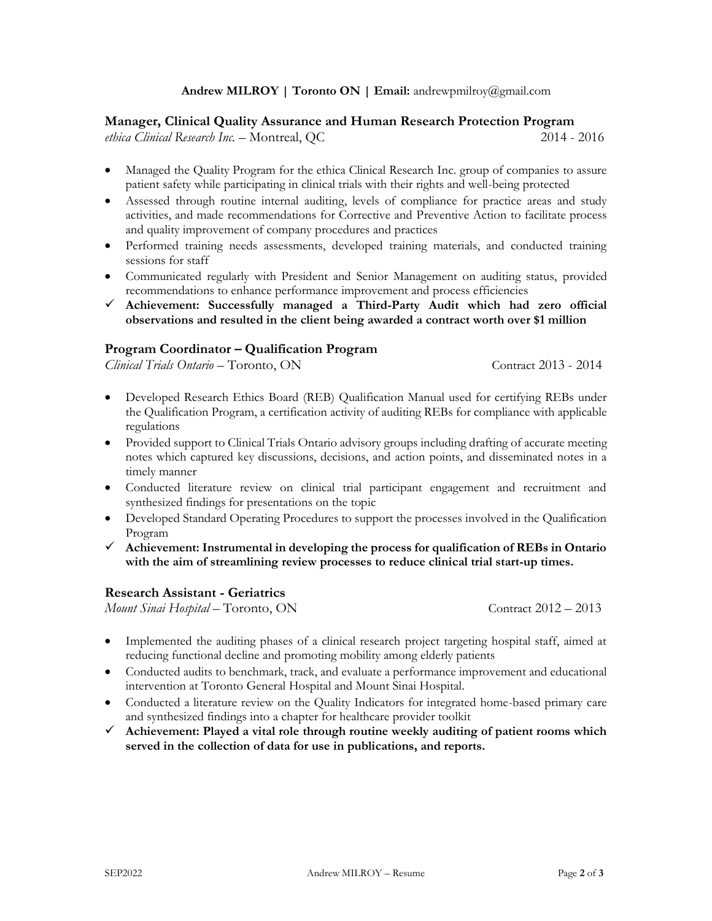**Andrew MILROY | Toronto ON | Email:** andrewpmilroy@gmail.com

### Manager, Clinical Quality Assurance and Human Research Protection Program

*ethica Clinical Research Inc.* – Montreal, QC — 2014 - 2016

- Managed the Quality Program for the ethica Clinical Research Inc. group of companies to assure patient safety while participating in clinical trials with their rights and well-being protected
- Assessed through routine internal auditing, levels of compliance for practice areas and study activities, and made recommendations for Corrective and Preventive Action to facilitate process and quality improvement of company procedures and practices
- Performed training needs assessments, developed training materials, and conducted training sessions for staff
- Communicated regularly with President and Senior Management on auditing status, provided recommendations to enhance performance improvement and process efficiencies

✓ **Achievement: Successfully managed a Third-Party Audit which had zero official observations and resulted in the client being awarded a contract worth over $1 million**

### Program Coordinator – Qualification Program

*Clinical Trials Ontario* – Toronto, ON — Contract 2013 - 2014

- Developed Research Ethics Board (REB) Qualification Manual used for certifying REBs under the Qualification Program, a certification activity of auditing REBs for compliance with applicable regulations
- Provided support to Clinical Trials Ontario advisory groups including drafting of accurate meeting notes which captured key discussions, decisions, and action points, and disseminated notes in a timely manner
- Conducted literature review on clinical trial participant engagement and recruitment and synthesized findings for presentations on the topic
- Developed Standard Operating Procedures to support the processes involved in the Qualification Program

✓ **Achievement: Instrumental in developing the process for qualification of REBs in Ontario with the aim of streamlining review processes to reduce clinical trial start-up times.**

### Research Assistant - Geriatrics

*Mount Sinai Hospital* – Toronto, ON — Contract 2012 – 2013

- Implemented the auditing phases of a clinical research project targeting hospital staff, aimed at reducing functional decline and promoting mobility among elderly patients
- Conducted audits to benchmark, track, and evaluate a performance improvement and educational intervention at Toronto General Hospital and Mount Sinai Hospital.
- Conducted a literature review on the Quality Indicators for integrated home-based primary care and synthesized findings into a chapter for healthcare provider toolkit

✓ **Achievement: Played a vital role through routine weekly auditing of patient rooms which served in the collection of data for use in publications, and reports.**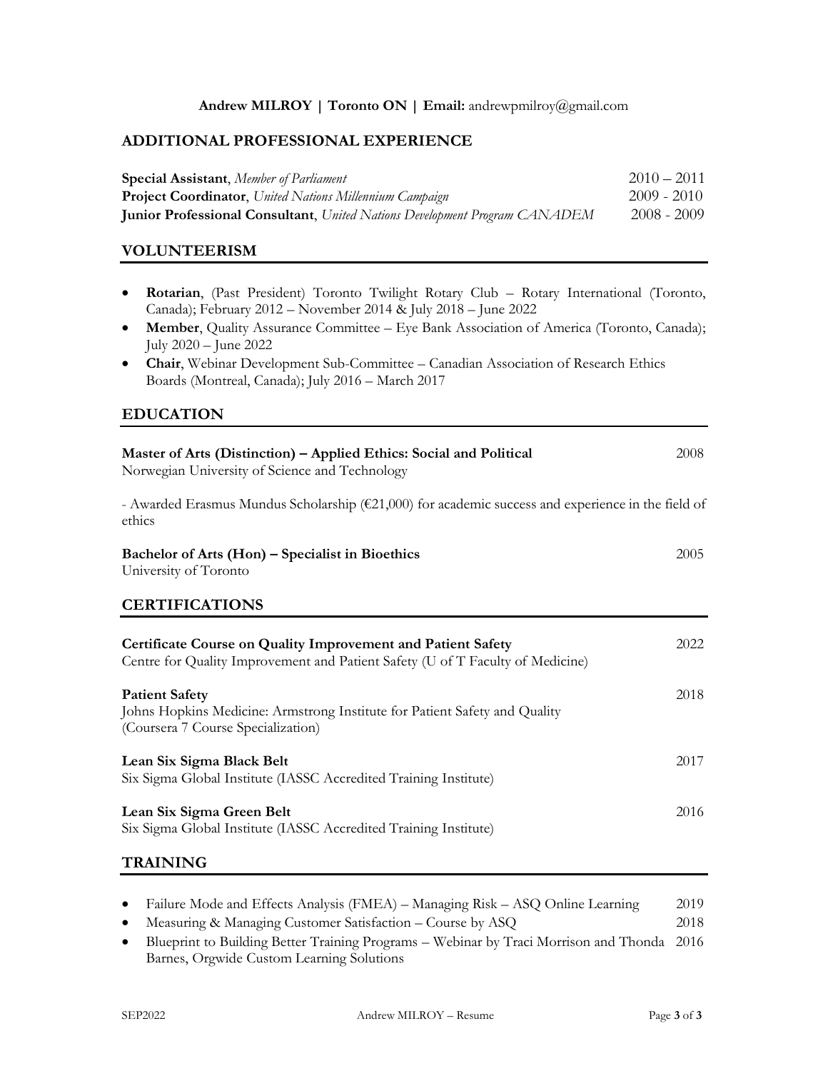**Andrew MILROY | Toronto ON | Email:** andrewpmilroy@gmail.com

## ADDITIONAL PROFESSIONAL EXPERIENCE

**Special Assistant**, *Member of Parliament* 2010 – 2011
**Project Coordinator**, *United Nations Millennium Campaign* 2009 - 2010
**Junior Professional Consultant**, *United Nations Development Program CANADEM* 2008 - 2009

## VOLUNTEERISM

- **Rotarian**, (Past President) Toronto Twilight Rotary Club – Rotary International (Toronto, Canada); February 2012 – November 2014 & July 2018 – June 2022
- **Member**, Quality Assurance Committee – Eye Bank Association of America (Toronto, Canada); July 2020 – June 2022
- **Chair**, Webinar Development Sub-Committee – Canadian Association of Research Ethics Boards (Montreal, Canada); July 2016 – March 2017

## EDUCATION

**Master of Arts (Distinction) – Applied Ethics: Social and Political** 2008
Norwegian University of Science and Technology

- Awarded Erasmus Mundus Scholarship (€21,000) for academic success and experience in the field of ethics

**Bachelor of Arts (Hon) – Specialist in Bioethics** 2005
University of Toronto

## CERTIFICATIONS

**Certificate Course on Quality Improvement and Patient Safety** 2022
Centre for Quality Improvement and Patient Safety (U of T Faculty of Medicine)

**Patient Safety** 2018
Johns Hopkins Medicine: Armstrong Institute for Patient Safety and Quality
(Coursera 7 Course Specialization)

**Lean Six Sigma Black Belt** 2017
Six Sigma Global Institute (IASSC Accredited Training Institute)

**Lean Six Sigma Green Belt** 2016
Six Sigma Global Institute (IASSC Accredited Training Institute)

## TRAINING

- Failure Mode and Effects Analysis (FMEA) – Managing Risk – ASQ Online Learning 2019
- Measuring & Managing Customer Satisfaction – Course by ASQ 2018
- Blueprint to Building Better Training Programs – Webinar by Traci Morrison and Thonda Barnes, Orgwide Custom Learning Solutions 2016